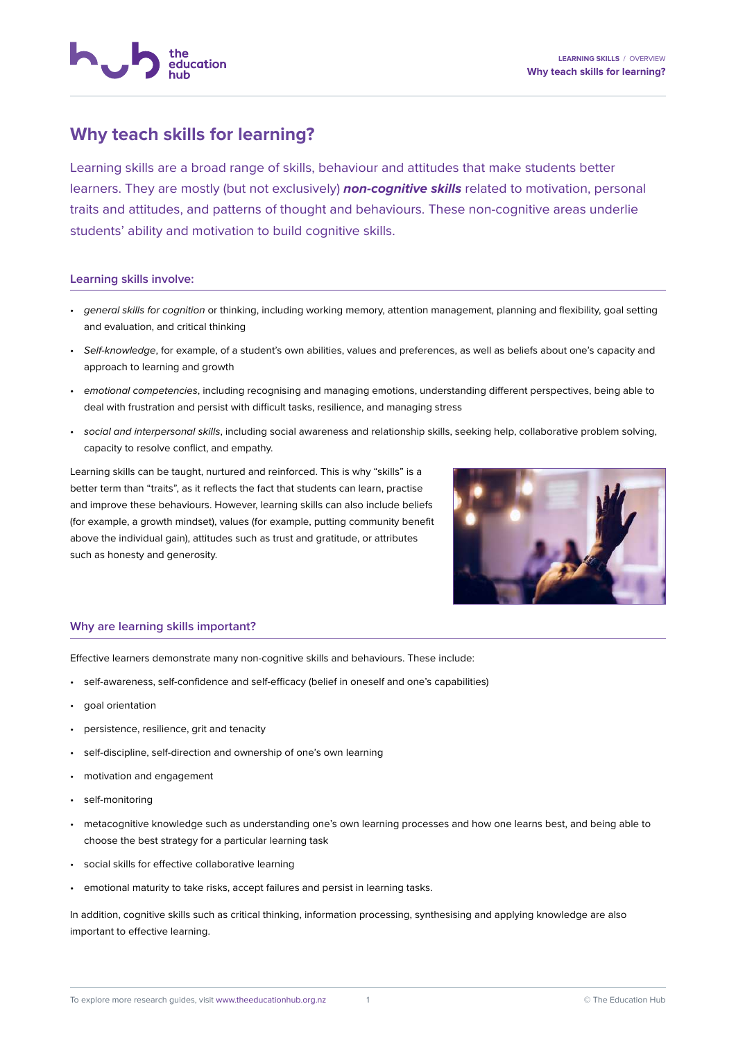# Why teach skills for learning?

Learning skills are a broad range of skills, behaviour and attitudes that make students better learners. They are mostly (but not exclusively) ***non-cognitive skills*** related to motivation, personal traits and attitudes, and patterns of thought and behaviours. These non-cognitive areas underlie students' ability and motivation to build cognitive skills.

## Learning skills involve:

- *general skills for cognition* or thinking, including working memory, attention management, planning and flexibility, goal setting and evaluation, and critical thinking
- *Self-knowledge*, for example, of a student's own abilities, values and preferences, as well as beliefs about one's capacity and approach to learning and growth
- *emotional competencies*, including recognising and managing emotions, understanding different perspectives, being able to deal with frustration and persist with difficult tasks, resilience, and managing stress
- *social and interpersonal skills*, including social awareness and relationship skills, seeking help, collaborative problem solving, capacity to resolve conflict, and empathy.

Learning skills can be taught, nurtured and reinforced. This is why "skills" is a better term than "traits", as it reflects the fact that students can learn, practise and improve these behaviours. However, learning skills can also include beliefs (for example, a growth mindset), values (for example, putting community benefit above the individual gain), attitudes such as trust and gratitude, or attributes such as honesty and generosity.

## Why are learning skills important?

Effective learners demonstrate many non-cognitive skills and behaviours. These include:

- self-awareness, self-confidence and self-efficacy (belief in oneself and one's capabilities)
- goal orientation
- persistence, resilience, grit and tenacity
- self-discipline, self-direction and ownership of one's own learning
- motivation and engagement
- self-monitoring
- metacognitive knowledge such as understanding one's own learning processes and how one learns best, and being able to choose the best strategy for a particular learning task
- social skills for effective collaborative learning
- emotional maturity to take risks, accept failures and persist in learning tasks.

In addition, cognitive skills such as critical thinking, information processing, synthesising and applying knowledge are also important to effective learning.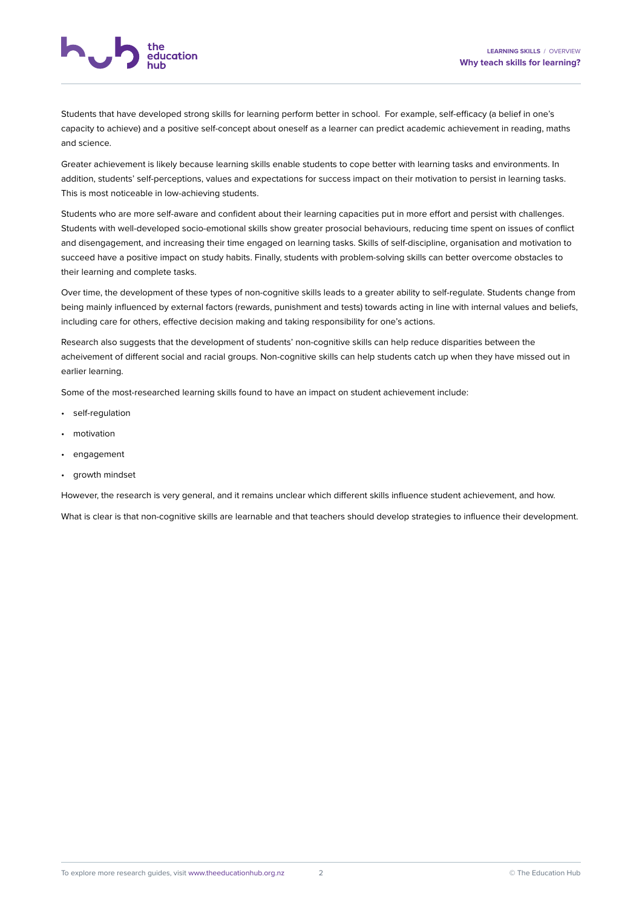Students that have developed strong skills for learning perform better in school. For example, self-efficacy (a belief in one's capacity to achieve) and a positive self-concept about oneself as a learner can predict academic achievement in reading, maths and science.

Greater achievement is likely because learning skills enable students to cope better with learning tasks and environments. In addition, students' self-perceptions, values and expectations for success impact on their motivation to persist in learning tasks. This is most noticeable in low-achieving students.

Students who are more self-aware and confident about their learning capacities put in more effort and persist with challenges. Students with well-developed socio-emotional skills show greater prosocial behaviours, reducing time spent on issues of conflict and disengagement, and increasing their time engaged on learning tasks. Skills of self-discipline, organisation and motivation to succeed have a positive impact on study habits. Finally, students with problem-solving skills can better overcome obstacles to their learning and complete tasks.

Over time, the development of these types of non-cognitive skills leads to a greater ability to self-regulate. Students change from being mainly influenced by external factors (rewards, punishment and tests) towards acting in line with internal values and beliefs, including care for others, effective decision making and taking responsibility for one's actions.

Research also suggests that the development of students' non-cognitive skills can help reduce disparities between the acheivement of different social and racial groups. Non-cognitive skills can help students catch up when they have missed out in earlier learning.

Some of the most-researched learning skills found to have an impact on student achievement include:

- self-regulation
- motivation
- engagement
- growth mindset

However, the research is very general, and it remains unclear which different skills influence student achievement, and how.

What is clear is that non-cognitive skills are learnable and that teachers should develop strategies to influence their development.